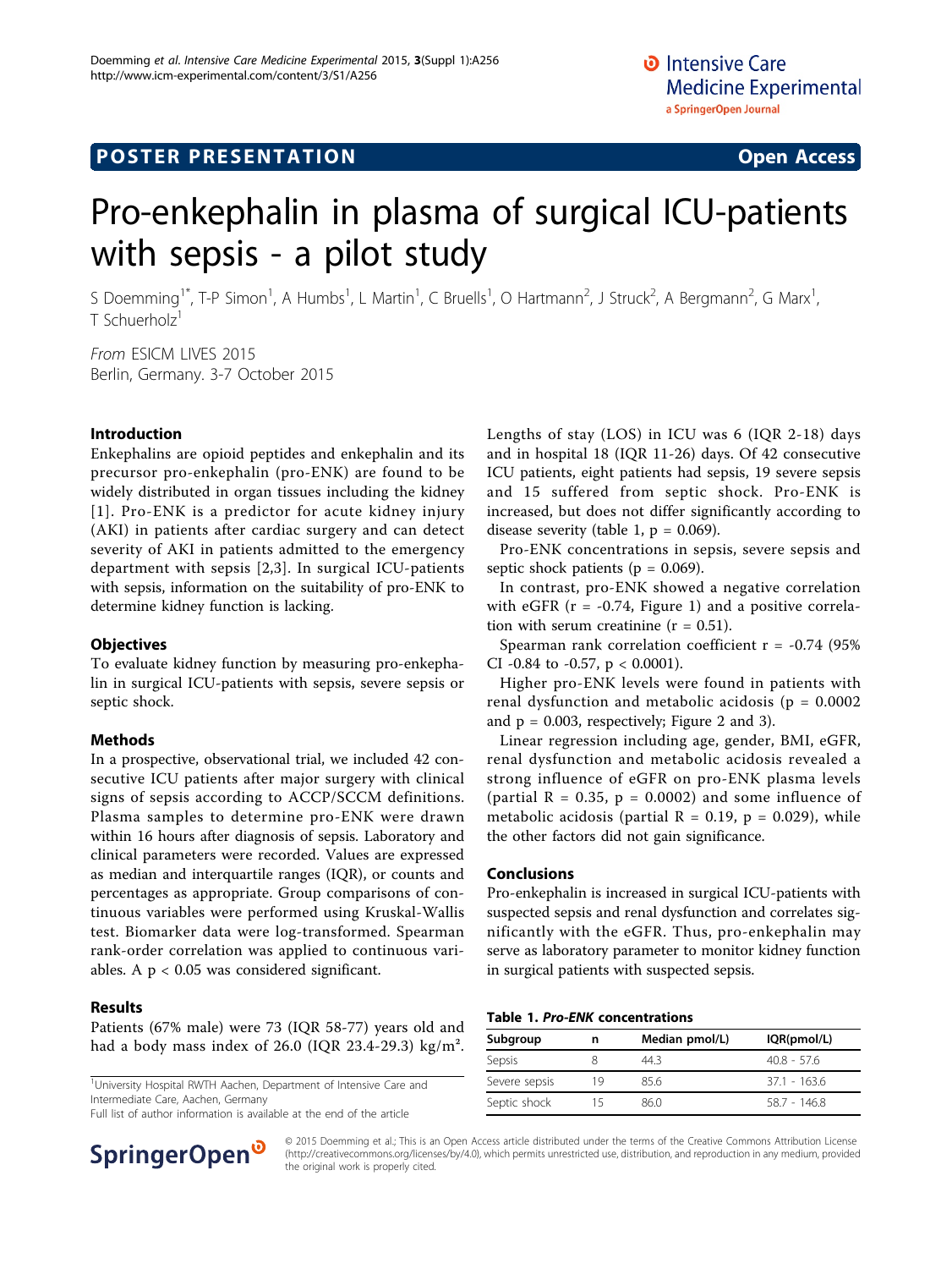POSTER PRESENTATION

Open Access

# Pro-enkephalin in plasma of surgical ICU-patients with sepsis - a pilot study

S Doemming[1*], T-P Simon[1], A Humbs[1], L Martin[1], C Bruells[1], O Hartmann[2], J Struck[2], A Bergmann[2], G Marx[1], T Schuerholz[1]

*From* ESICM LIVES 2015
Berlin, Germany. 3-7 October 2015

## Introduction

Enkephalins are opioid peptides and enkephalin and its precursor pro-enkephalin (pro-ENK) are found to be widely distributed in organ tissues including the kidney [1]. Pro-ENK is a predictor for acute kidney injury (AKI) in patients after cardiac surgery and can detect severity of AKI in patients admitted to the emergency department with sepsis [2,3]. In surgical ICU-patients with sepsis, information on the suitability of pro-ENK to determine kidney function is lacking.

## Objectives

To evaluate kidney function by measuring pro-enkephalin in surgical ICU-patients with sepsis, severe sepsis or septic shock.

## Methods

In a prospective, observational trial, we included 42 consecutive ICU patients after major surgery with clinical signs of sepsis according to ACCP/SCCM definitions. Plasma samples to determine pro-ENK were drawn within 16 hours after diagnosis of sepsis. Laboratory and clinical parameters were recorded. Values are expressed as median and interquartile ranges (IQR), or counts and percentages as appropriate. Group comparisons of continuous variables were performed using Kruskal-Wallis test. Biomarker data were log-transformed. Spearman rank-order correlation was applied to continuous variables. A $p < 0.05$ was considered significant.

## Results

Patients (67% male) were 73 (IQR 58-77) years old and had a body mass index of 26.0 (IQR 23.4-29.3) kg/m². Lengths of stay (LOS) in ICU was 6 (IQR 2-18) days and in hospital 18 (IQR 11-26) days. Of 42 consecutive ICU patients, eight patients had sepsis, 19 severe sepsis and 15 suffered from septic shock. Pro-ENK is increased, but does not differ significantly according to disease severity (table 1, $p = 0.069$).

Pro-ENK concentrations in sepsis, severe sepsis and septic shock patients ($p = 0.069$).

In contrast, pro-ENK showed a negative correlation with eGFR ($r = -0.74$, Figure 1) and a positive correlation with serum creatinine ($r = 0.51$).

Spearman rank correlation coefficient $r = -0.74$ (95% CI -0.84 to -0.57, $p < 0.0001$).

Higher pro-ENK levels were found in patients with renal dysfunction and metabolic acidosis ($p = 0.0002$ and $p = 0.003$, respectively; Figure 2 and 3).

Linear regression including age, gender, BMI, eGFR, renal dysfunction and metabolic acidosis revealed a strong influence of eGFR on pro-ENK plasma levels (partial $R = 0.35$, $p = 0.0002$) and some influence of metabolic acidosis (partial $R = 0.19$, $p = 0.029$), while the other factors did not gain significance.

## Conclusions

Pro-enkephalin is increased in surgical ICU-patients with suspected sepsis and renal dysfunction and correlates significantly with the eGFR. Thus, pro-enkephalin may serve as laboratory parameter to monitor kidney function in surgical patients with suspected sepsis.

**Table 1. *Pro-ENK* concentrations**

| Subgroup | n | Median pmol/L) | IQR(pmol/L) |
|---|---|---|---|
| Sepsis | 8 | 44.3 | 40.8 - 57.6 |
| Severe sepsis | 19 | 85.6 | 37.1 - 163.6 |
| Septic shock | 15 | 86.0 | 58.7 - 146.8 |

[1]University Hospital RWTH Aachen, Department of Intensive Care and Intermediate Care, Aachen, Germany
Full list of author information is available at the end of the article

© 2015 Doemming et al.; This is an Open Access article distributed under the terms of the Creative Commons Attribution License (http://creativecommons.org/licenses/by/4.0), which permits unrestricted use, distribution, and reproduction in any medium, provided the original work is properly cited.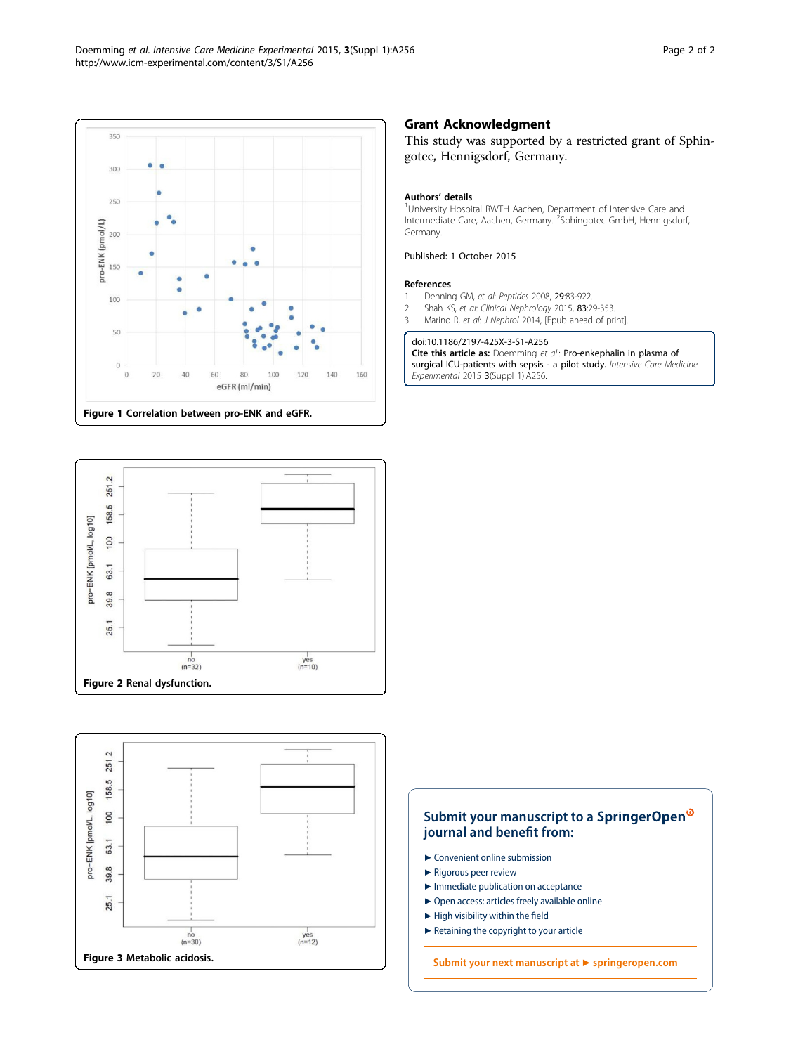350
300
250
200
150
100
50
0
0 20 40 60 80 100 120 140 160
pro-ENK (pmol/L)
eGFR (ml/min)

Figure 1 Correlation between pro-ENK and eGFR.

pro−ENK [pmol/L, log10]
25.1 39.8 63.1 100 158.5 251.2
no (n=32)
yes (n=10)

Figure 2 Renal dysfunction.

pro−ENK [pmol/L, log10]
25.1 39.8 63.1 100 158.5 251.2
no (n=30)
yes (n=12)

Figure 3 Metabolic acidosis.

## Grant Acknowledgment

This study was supported by a restricted grant of Sphingotec, Hennigsdorf, Germany.

#### Authors' details

[1]University Hospital RWTH Aachen, Department of Intensive Care and Intermediate Care, Aachen, Germany. [2]Sphingotec GmbH, Hennigsdorf, Germany.

Published: 1 October 2015

#### References

1. Denning GM, *et al*: *Peptides* 2008, **29**:83-922.
2. Shah KS, *et al*: *Clinical Nephrology* 2015, **83**:29-353.
3. Marino R, *et al*: *J Nephrol* 2014, [Epub ahead of print].

doi:10.1186/2197-425X-3-S1-A256
**Cite this article as:** Doemming *et al.*: Pro-enkephalin in plasma of surgical ICU-patients with sepsis - a pilot study. *Intensive Care Medicine Experimental* 2015 **3**(Suppl 1):A256.

**Submit your manuscript to a SpringerOpen journal and benefit from:**

- Convenient online submission
- Rigorous peer review
- Immediate publication on acceptance
- Open access: articles freely available online
- High visibility within the field
- Retaining the copyright to your article

**Submit your next manuscript at ▶ springeropen.com**